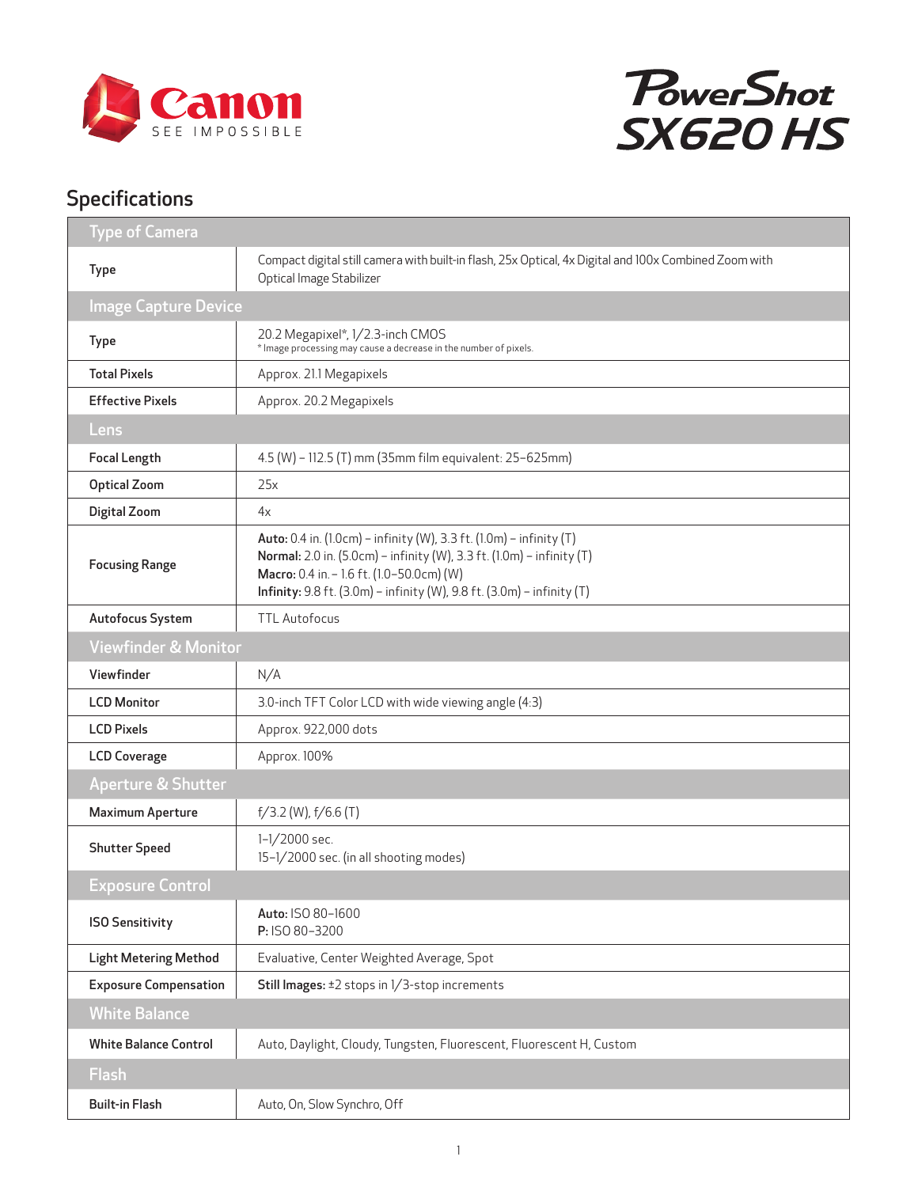Canon SEE IMPOSSIBLE

# PowerShot SX620 HS

## Specifications

| Type of Camera | |
|---|---|
| Type | Compact digital still camera with built-in flash, 25x Optical, 4x Digital and 100x Combined Zoom with Optical Image Stabilizer |
| **Image Capture Device** | |
| Type | 20.2 Megapixel*, 1/2.3-inch CMOS<br>* Image processing may cause a decrease in the number of pixels. |
| Total Pixels | Approx. 21.1 Megapixels |
| Effective Pixels | Approx. 20.2 Megapixels |
| **Lens** | |
| Focal Length | 4.5 (W) – 112.5 (T) mm (35mm film equivalent: 25–625mm) |
| Optical Zoom | 25x |
| Digital Zoom | 4x |
| Focusing Range | **Auto:** 0.4 in. (1.0cm) – infinity (W), 3.3 ft. (1.0m) – infinity (T)<br>**Normal:** 2.0 in. (5.0cm) – infinity (W), 3.3 ft. (1.0m) – infinity (T)<br>**Macro:** 0.4 in. – 1.6 ft. (1.0–50.0cm) (W)<br>**Infinity:** 9.8 ft. (3.0m) – infinity (W), 9.8 ft. (3.0m) – infinity (T) |
| Autofocus System | TTL Autofocus |
| **Viewfinder & Monitor** | |
| Viewfinder | N/A |
| LCD Monitor | 3.0-inch TFT Color LCD with wide viewing angle (4:3) |
| LCD Pixels | Approx. 922,000 dots |
| LCD Coverage | Approx. 100% |
| **Aperture & Shutter** | |
| Maximum Aperture | f/3.2 (W), f/6.6 (T) |
| Shutter Speed | 1–1/2000 sec.<br>15–1/2000 sec. (in all shooting modes) |
| **Exposure Control** | |
| ISO Sensitivity | **Auto:** ISO 80–1600<br>**P:** ISO 80–3200 |
| Light Metering Method | Evaluative, Center Weighted Average, Spot |
| Exposure Compensation | **Still Images:** ±2 stops in 1/3-stop increments |
| **White Balance** | |
| White Balance Control | Auto, Daylight, Cloudy, Tungsten, Fluorescent, Fluorescent H, Custom |
| **Flash** | |
| Built-in Flash | Auto, On, Slow Synchro, Off |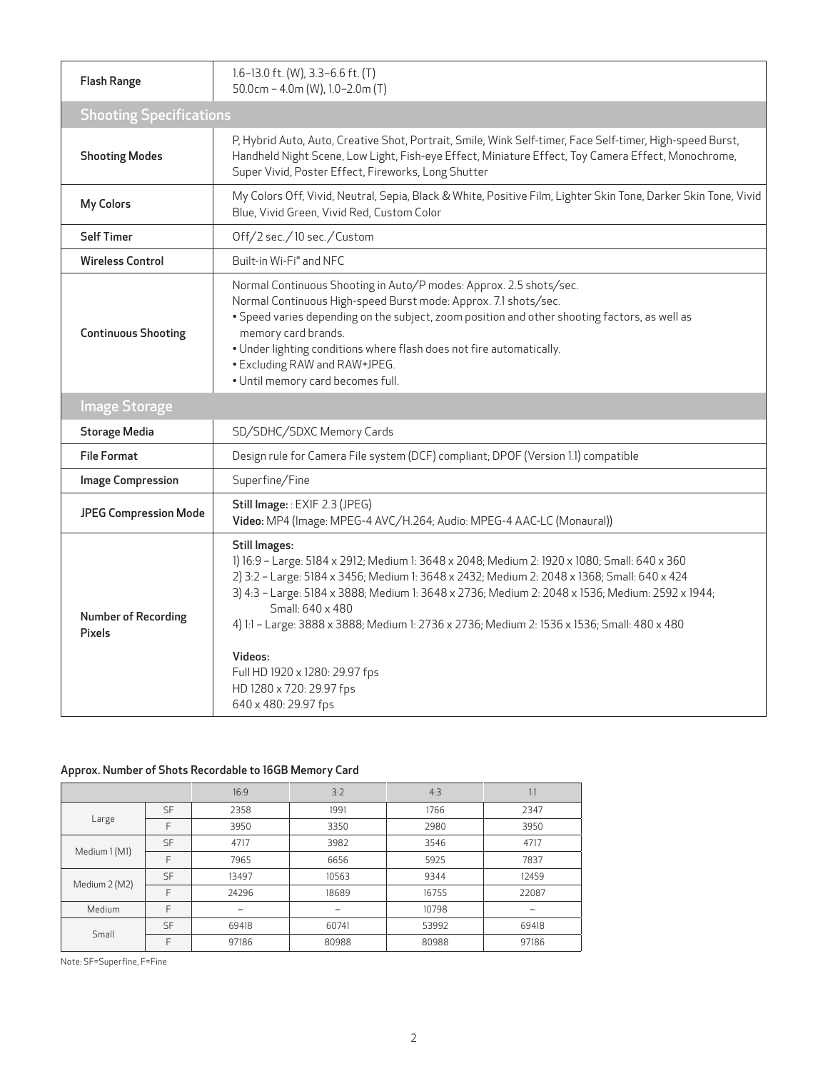| | |
|---|---|
| **Flash Range** | 1.6–13.0 ft. (W), 3.3–6.6 ft. (T)<br>50.0cm – 4.0m (W), 1.0–2.0m (T) |
| **Shooting Specifications** | |
| **Shooting Modes** | P, Hybrid Auto, Auto, Creative Shot, Portrait, Smile, Wink Self-timer, Face Self-timer, High-speed Burst, Handheld Night Scene, Low Light, Fish-eye Effect, Miniature Effect, Toy Camera Effect, Monochrome, Super Vivid, Poster Effect, Fireworks, Long Shutter |
| **My Colors** | My Colors Off, Vivid, Neutral, Sepia, Black & White, Positive Film, Lighter Skin Tone, Darker Skin Tone, Vivid Blue, Vivid Green, Vivid Red, Custom Color |
| **Self Timer** | Off/2 sec./10 sec./Custom |
| **Wireless Control** | Built-in Wi-Fi® and NFC |
| **Continuous Shooting** | Normal Continuous Shooting in Auto/P modes: Approx. 2.5 shots/sec.<br>Normal Continuous High-speed Burst mode: Approx. 7.1 shots/sec.<br>• Speed varies depending on the subject, zoom position and other shooting factors, as well as memory card brands.<br>• Under lighting conditions where flash does not fire automatically.<br>• Excluding RAW and RAW+JPEG.<br>• Until memory card becomes full. |
| **Image Storage** | |
| **Storage Media** | SD/SDHC/SDXC Memory Cards |
| **File Format** | Design rule for Camera File system (DCF) compliant; DPOF (Version 1.1) compatible |
| **Image Compression** | Superfine/Fine |
| **JPEG Compression Mode** | **Still Image:** : EXIF 2.3 (JPEG)<br>**Video:** MP4 (Image: MPEG-4 AVC/H.264; Audio: MPEG-4 AAC-LC (Monaural)) |
| **Number of Recording Pixels** | **Still Images:**<br>1) 16:9 – Large: 5184 x 2912; Medium 1: 3648 x 2048; Medium 2: 1920 x 1080; Small: 640 x 360<br>2) 3:2 – Large: 5184 x 3456; Medium 1: 3648 x 2432; Medium 2: 2048 x 1368; Small: 640 x 424<br>3) 4:3 – Large: 5184 x 3888; Medium 1: 3648 x 2736; Medium 2: 2048 x 1536; Medium: 2592 x 1944; Small: 640 x 480<br>4) 1:1 – Large: 3888 x 3888; Medium 1: 2736 x 2736; Medium 2: 1536 x 1536; Small: 480 x 480<br><br>**Videos:**<br>Full HD 1920 x 1280: 29.97 fps<br>HD 1280 x 720: 29.97 fps<br>640 x 480: 29.97 fps |

**Approx. Number of Shots Recordable to 16GB Memory Card**

| | | 16:9 | 3:2 | 4:3 | 1:1 |
|---|---|---|---|---|---|
| Large | SF | 2358 | 1991 | 1766 | 2347 |
| | F | 3950 | 3350 | 2980 | 3950 |
| Medium 1 (M1) | SF | 4717 | 3982 | 3546 | 4717 |
| | F | 7965 | 6656 | 5925 | 7837 |
| Medium 2 (M2) | SF | 13497 | 10563 | 9344 | 12459 |
| | F | 24296 | 18689 | 16755 | 22087 |
| Medium | F | – | – | 10798 | – |
| Small | SF | 69418 | 60741 | 53992 | 69418 |
| | F | 97186 | 80988 | 80988 | 97186 |

Note: SF=Superfine, F=Fine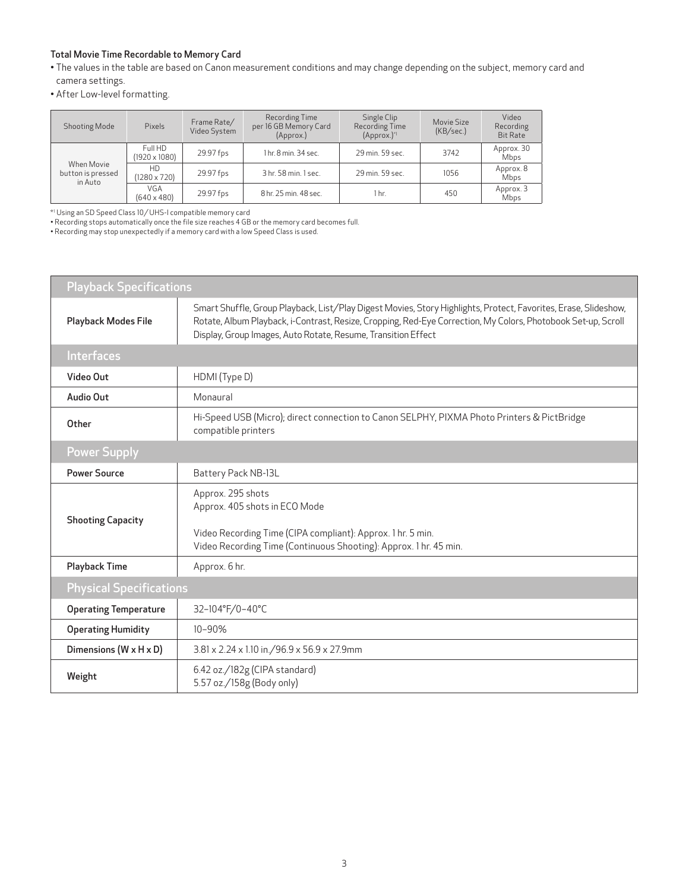**Total Movie Time Recordable to Memory Card**

- The values in the table are based on Canon measurement conditions and may change depending on the subject, memory card and camera settings.
- After Low-level formatting.

| Shooting Mode | Pixels | Frame Rate/ Video System | Recording Time per 16 GB Memory Card (Approx.) | Single Clip Recording Time (Approx.)*1 | Movie Size (KB/sec.) | Video Recording Bit Rate |
|---|---|---|---|---|---|---|
| When Movie button is pressed in Auto | Full HD (1920 x 1080) | 29.97 fps | 1 hr. 8 min. 34 sec. | 29 min. 59 sec. | 3742 | Approx. 30 Mbps |
| | HD (1280 x 720) | 29.97 fps | 3 hr. 58 min. 1 sec. | 29 min. 59 sec. | 1056 | Approx. 8 Mbps |
| | VGA (640 x 480) | 29.97 fps | 8 hr. 25 min. 48 sec. | 1 hr. | 450 | Approx. 3 Mbps |

*1 Using an SD Speed Class 10/UHS-I compatible memory card
• Recording stops automatically once the file size reaches 4 GB or the memory card becomes full.
• Recording may stop unexpectedly if a memory card with a low Speed Class is used.

| | |
|---|---|
| **Playback Specifications** | |
| Playback Modes File | Smart Shuffle, Group Playback, List/Play Digest Movies, Story Highlights, Protect, Favorites, Erase, Slideshow, Rotate, Album Playback, i-Contrast, Resize, Cropping, Red-Eye Correction, My Colors, Photobook Set-up, Scroll Display, Group Images, Auto Rotate, Resume, Transition Effect |
| **Interfaces** | |
| Video Out | HDMI (Type D) |
| Audio Out | Monaural |
| Other | Hi-Speed USB (Micro); direct connection to Canon SELPHY, PIXMA Photo Printers & PictBridge compatible printers |
| **Power Supply** | |
| Power Source | Battery Pack NB-13L |
| Shooting Capacity | Approx. 295 shots<br>Approx. 405 shots in ECO Mode<br><br>Video Recording Time (CIPA compliant): Approx. 1 hr. 5 min.<br>Video Recording Time (Continuous Shooting): Approx. 1 hr. 45 min. |
| Playback Time | Approx. 6 hr. |
| **Physical Specifications** | |
| Operating Temperature | 32–104°F/0–40°C |
| Operating Humidity | 10–90% |
| Dimensions (W x H x D) | 3.81 x 2.24 x 1.10 in./96.9 x 56.9 x 27.9mm |
| Weight | 6.42 oz./182g (CIPA standard)<br>5.57 oz./158g (Body only) |